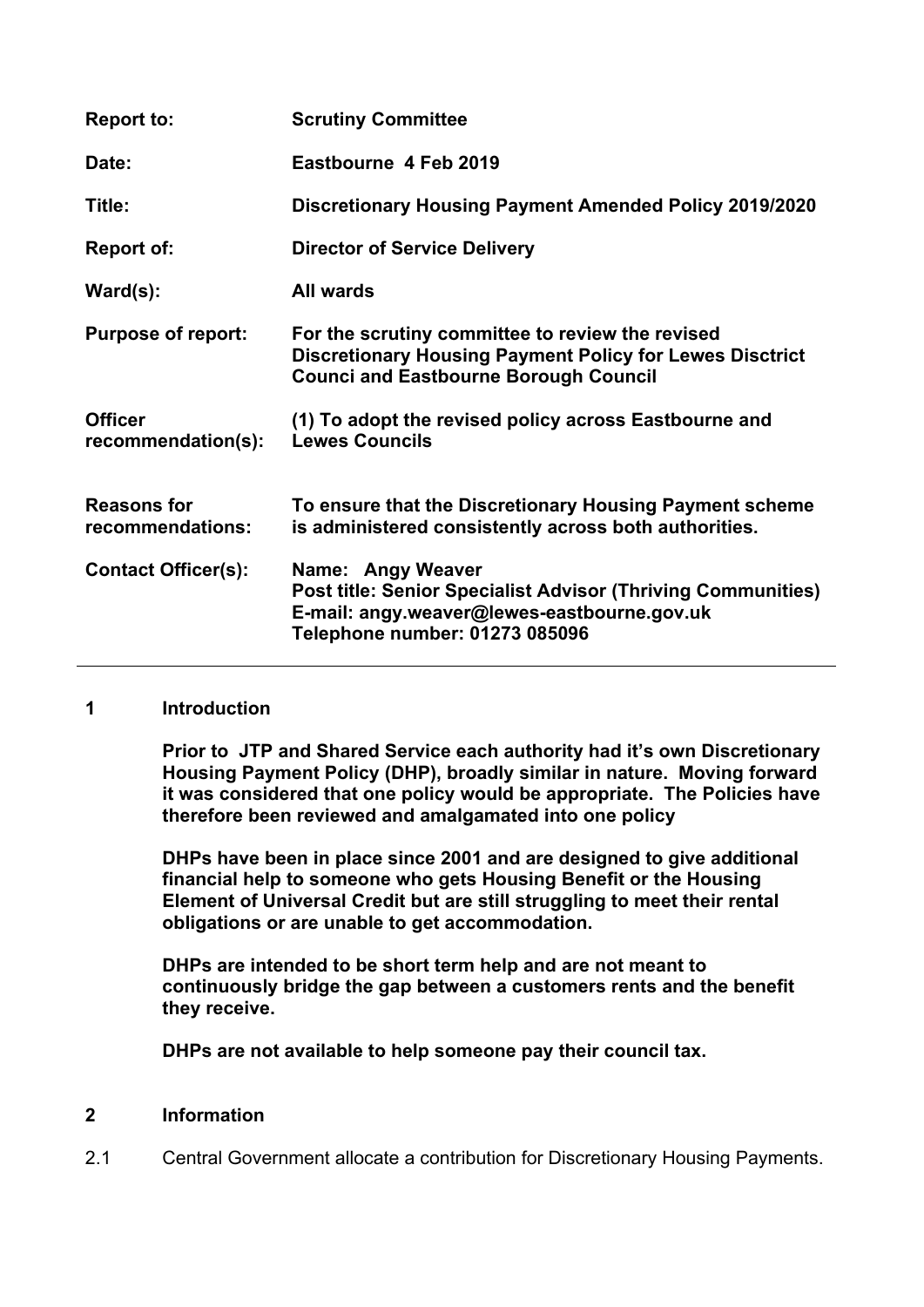| | |
|---|---|
| **Report to:** | **Scrutiny Committee** |
| **Date:** | **Eastbourne 4 Feb 2019** |
| **Title:** | **Discretionary Housing Payment Amended Policy 2019/2020** |
| **Report of:** | **Director of Service Delivery** |
| **Ward(s):** | **All wards** |
| **Purpose of report:** | **For the scrutiny committee to review the revised Discretionary Housing Payment Policy for Lewes Disctrict Counci and Eastbourne Borough Council** |
| **Officer recommendation(s):** | **(1) To adopt the revised policy across Eastbourne and Lewes Councils** |
| **Reasons for recommendations:** | **To ensure that the Discretionary Housing Payment scheme is administered consistently across both authorities.** |
| **Contact Officer(s):** | **Name: Angy Weaver**<br>**Post title: Senior Specialist Advisor (Thriving Communities)**<br>**E-mail: angy.weaver@lewes-eastbourne.gov.uk**<br>**Telephone number: 01273 085096** |

## 1 Introduction

**Prior to JTP and Shared Service each authority had it's own Discretionary Housing Payment Policy (DHP), broadly similar in nature. Moving forward it was considered that one policy would be appropriate. The Policies have therefore been reviewed and amalgamated into one policy**

**DHPs have been in place since 2001 and are designed to give additional financial help to someone who gets Housing Benefit or the Housing Element of Universal Credit but are still struggling to meet their rental obligations or are unable to get accommodation.**

**DHPs are intended to be short term help and are not meant to continuously bridge the gap between a customers rents and the benefit they receive.**

**DHPs are not available to help someone pay their council tax.**

## 2 Information

2.1 Central Government allocate a contribution for Discretionary Housing Payments.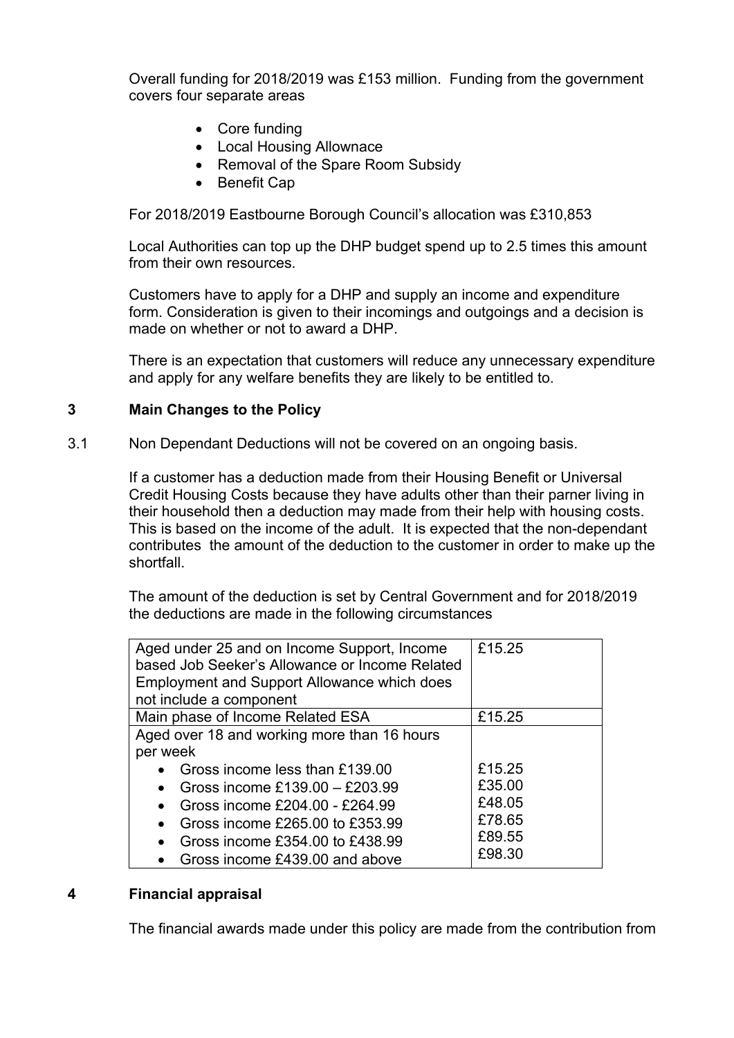Overall funding for 2018/2019 was £153 million. Funding from the government covers four separate areas

- Core funding
- Local Housing Allownace
- Removal of the Spare Room Subsidy
- Benefit Cap

For 2018/2019 Eastbourne Borough Council's allocation was £310,853

Local Authorities can top up the DHP budget spend up to 2.5 times this amount from their own resources.

Customers have to apply for a DHP and supply an income and expenditure form. Consideration is given to their incomings and outgoings and a decision is made on whether or not to award a DHP.

There is an expectation that customers will reduce any unnecessary expenditure and apply for any welfare benefits they are likely to be entitled to.

## 3 Main Changes to the Policy

3.1 Non Dependant Deductions will not be covered on an ongoing basis.

If a customer has a deduction made from their Housing Benefit or Universal Credit Housing Costs because they have adults other than their parner living in their household then a deduction may made from their help with housing costs. This is based on the income of the adult. It is expected that the non-dependant contributes the amount of the deduction to the customer in order to make up the shortfall.

The amount of the deduction is set by Central Government and for 2018/2019 the deductions are made in the following circumstances

| | |
|---|---|
| Aged under 25 and on Income Support, Income based Job Seeker's Allowance or Income Related Employment and Support Allowance which does not include a component | £15.25 |
| Main phase of Income Related ESA | £15.25 |
| Aged over 18 and working more than 16 hours per week<br>• Gross income less than £139.00<br>• Gross income £139.00 – £203.99<br>• Gross income £204.00 - £264.99<br>• Gross income £265.00 to £353.99<br>• Gross income £354.00 to £438.99<br>• Gross income £439.00 and above | <br><br>£15.25<br>£35.00<br>£48.05<br>£78.65<br>£89.55<br>£98.30 |

## 4 Financial appraisal

The financial awards made under this policy are made from the contribution from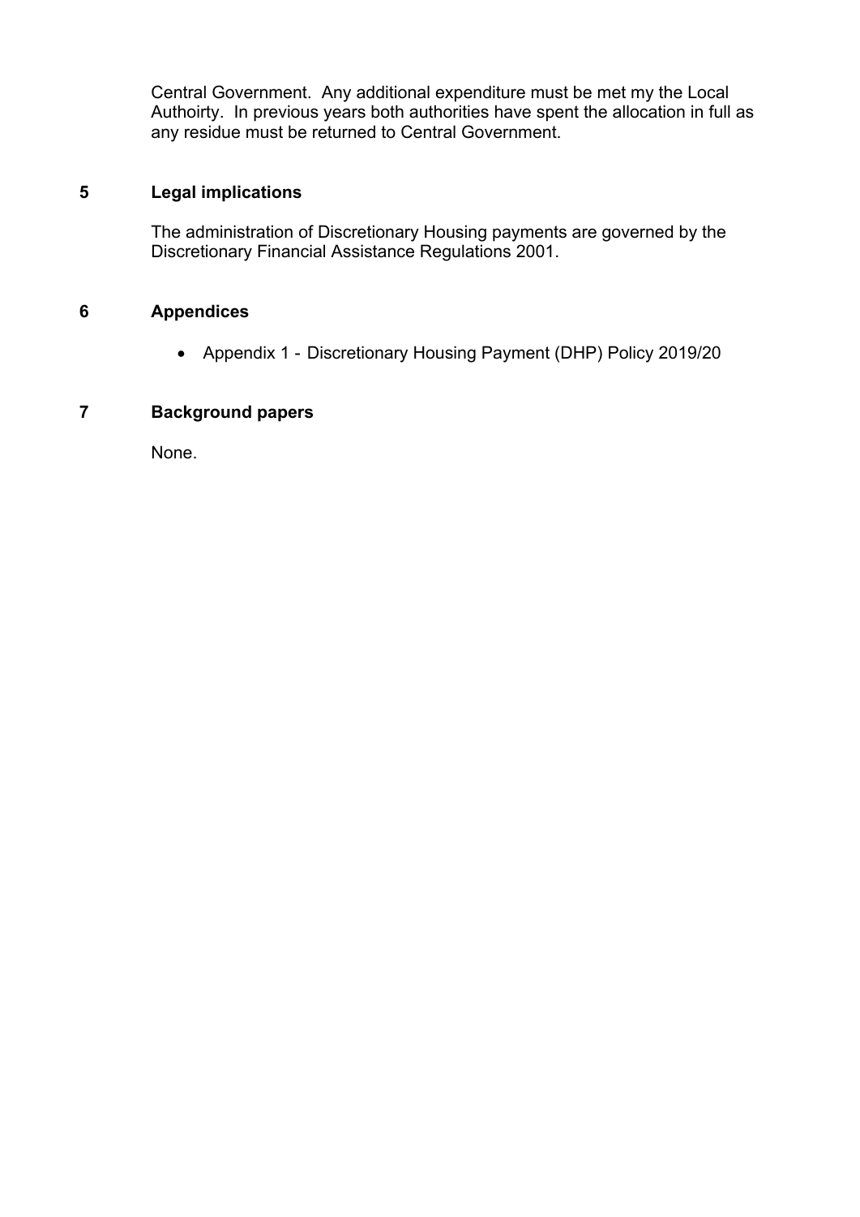Central Government. Any additional expenditure must be met my the Local Authoirty. In previous years both authorities have spent the allocation in full as any residue must be returned to Central Government.

## 5 Legal implications

The administration of Discretionary Housing payments are governed by the Discretionary Financial Assistance Regulations 2001.

## 6 Appendices

- Appendix 1 - Discretionary Housing Payment (DHP) Policy 2019/20

## 7 Background papers

None.